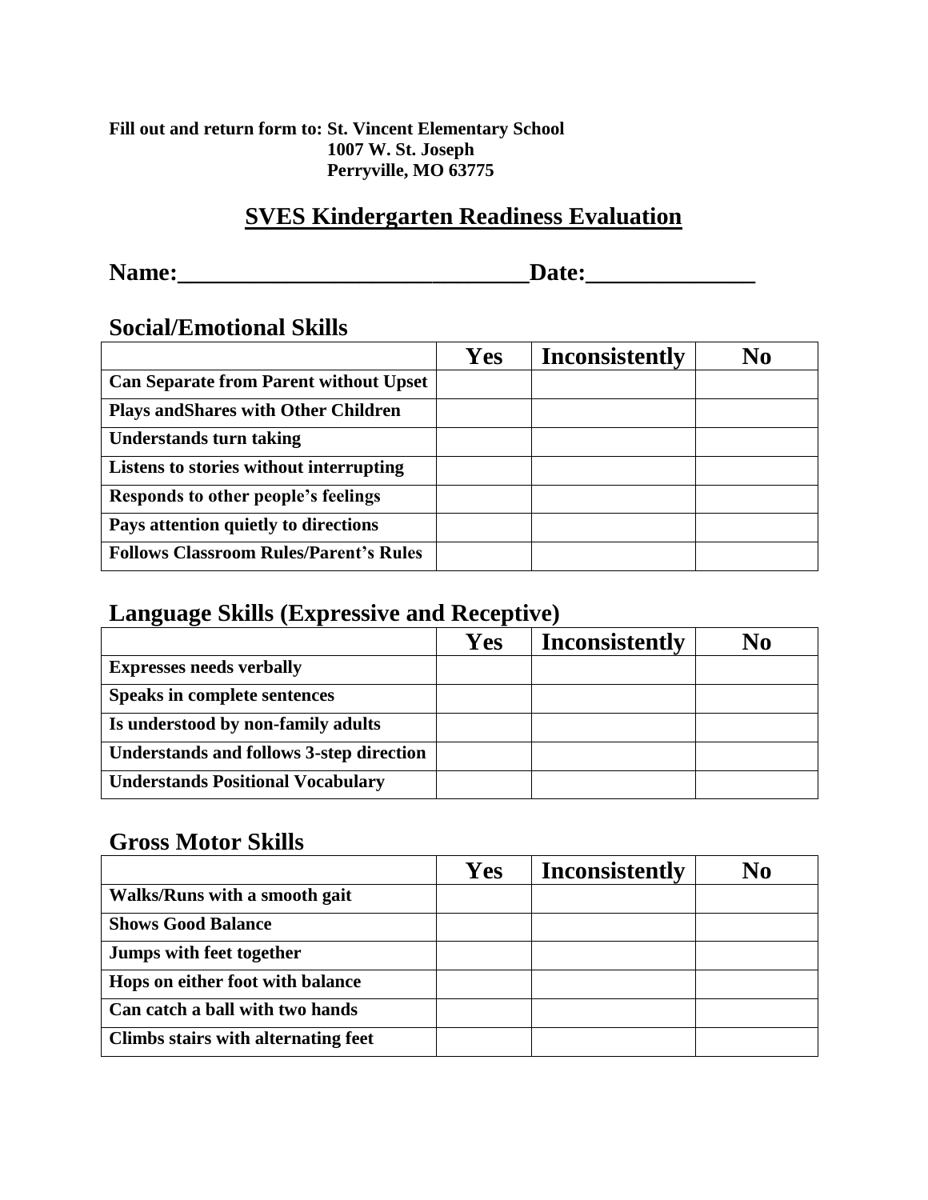**Fill out and return form to: St. Vincent Elementary School**
**1007 W. St. Joseph**
**Perryville, MO 63775**

# SVES Kindergarten Readiness Evaluation

**Name:_____________________________Date:______________**

## Social/Emotional Skills

| | Yes | Inconsistently | No |
|---|---|---|---|
| **Can Separate from Parent without Upset** | | | |
| **Plays andShares with Other Children** | | | |
| **Understands turn taking** | | | |
| **Listens to stories without interrupting** | | | |
| **Responds to other people's feelings** | | | |
| **Pays attention quietly to directions** | | | |
| **Follows Classroom Rules/Parent's Rules** | | | |

## Language Skills (Expressive and Receptive)

| | Yes | Inconsistently | No |
|---|---|---|---|
| **Expresses needs verbally** | | | |
| **Speaks in complete sentences** | | | |
| **Is understood by non-family adults** | | | |
| **Understands and follows 3-step direction** | | | |
| **Understands Positional Vocabulary** | | | |

## Gross Motor Skills

| | Yes | Inconsistently | No |
|---|---|---|---|
| **Walks/Runs with a smooth gait** | | | |
| **Shows Good Balance** | | | |
| **Jumps with feet together** | | | |
| **Hops on either foot with balance** | | | |
| **Can catch a ball with two hands** | | | |
| **Climbs stairs with alternating feet** | | | |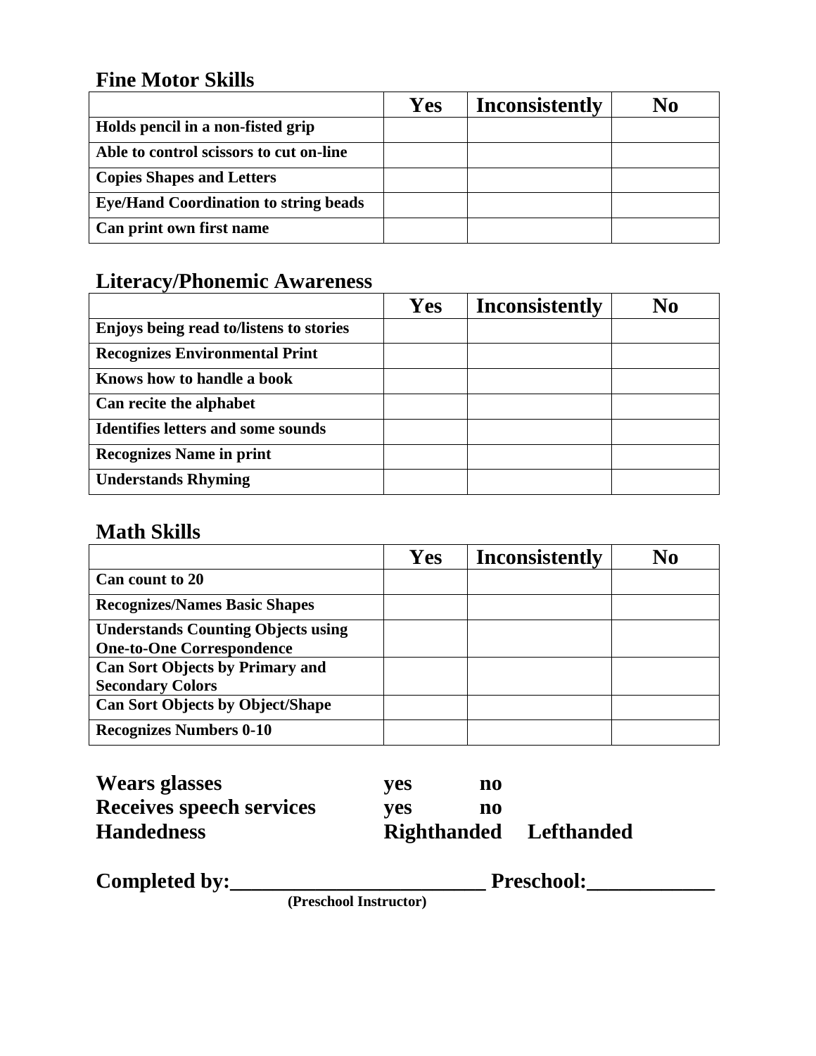## Fine Motor Skills

| | Yes | Inconsistently | No |
|---|---|---|---|
| **Holds pencil in a non-fisted grip** | | | |
| **Able to control scissors to cut on-line** | | | |
| **Copies Shapes and Letters** | | | |
| **Eye/Hand Coordination to string beads** | | | |
| **Can print own first name** | | | |

## Literacy/Phonemic Awareness

| | Yes | Inconsistently | No |
|---|---|---|---|
| **Enjoys being read to/listens to stories** | | | |
| **Recognizes Environmental Print** | | | |
| **Knows how to handle a book** | | | |
| **Can recite the alphabet** | | | |
| **Identifies letters and some sounds** | | | |
| **Recognizes Name in print** | | | |
| **Understands Rhyming** | | | |

## Math Skills

| | Yes | Inconsistently | No |
|---|---|---|---|
| **Can count to 20** | | | |
| **Recognizes/Names Basic Shapes** | | | |
| **Understands Counting Objects using One-to-One Correspondence** | | | |
| **Can Sort Objects by Primary and Secondary Colors** | | | |
| **Can Sort Objects by Object/Shape** | | | |
| **Recognizes Numbers 0-10** | | | |

**Wears glasses** yes no
**Receives speech services** yes no
**Handedness** Righthanded Lefthanded

**Completed by:**________________________ **Preschool:**____________
**(Preschool Instructor)**